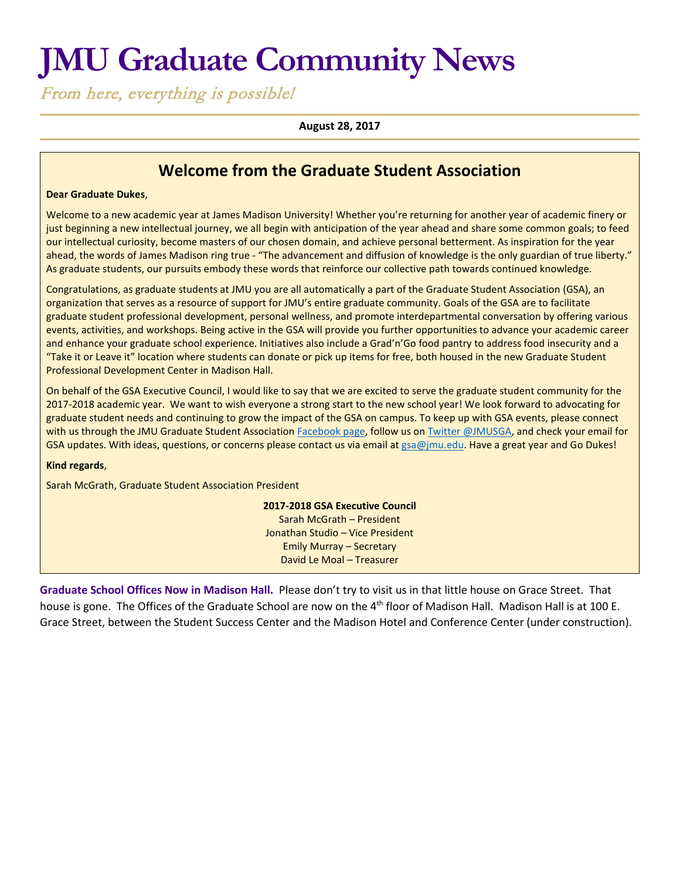# JMU Graduate Community News

*From here, everything is possible!*

**August 28, 2017**

## Welcome from the Graduate Student Association

**Dear Graduate Dukes**,

Welcome to a new academic year at James Madison University! Whether you're returning for another year of academic finery or just beginning a new intellectual journey, we all begin with anticipation of the year ahead and share some common goals; to feed our intellectual curiosity, become masters of our chosen domain, and achieve personal betterment. As inspiration for the year ahead, the words of James Madison ring true - "The advancement and diffusion of knowledge is the only guardian of true liberty." As graduate students, our pursuits embody these words that reinforce our collective path towards continued knowledge.

Congratulations, as graduate students at JMU you are all automatically a part of the Graduate Student Association (GSA), an organization that serves as a resource of support for JMU's entire graduate community. Goals of the GSA are to facilitate graduate student professional development, personal wellness, and promote interdepartmental conversation by offering various events, activities, and workshops. Being active in the GSA will provide you further opportunities to advance your academic career and enhance your graduate school experience. Initiatives also include a Grad'n'Go food pantry to address food insecurity and a "Take it or Leave it" location where students can donate or pick up items for free, both housed in the new Graduate Student Professional Development Center in Madison Hall.

On behalf of the GSA Executive Council, I would like to say that we are excited to serve the graduate student community for the 2017-2018 academic year. We want to wish everyone a strong start to the new school year! We look forward to advocating for graduate student needs and continuing to grow the impact of the GSA on campus. To keep up with GSA events, please connect with us through the JMU Graduate Student Association Facebook page, follow us on Twitter @JMUSGA, and check your email for GSA updates. With ideas, questions, or concerns please contact us via email at gsa@jmu.edu. Have a great year and Go Dukes!

**Kind regards**,

Sarah McGrath, Graduate Student Association President

**2017-2018 GSA Executive Council**
Sarah McGrath – President
Jonathan Studio – Vice President
Emily Murray – Secretary
David Le Moal – Treasurer

**Graduate School Offices Now in Madison Hall.** Please don't try to visit us in that little house on Grace Street. That house is gone. The Offices of the Graduate School are now on the 4th floor of Madison Hall. Madison Hall is at 100 E. Grace Street, between the Student Success Center and the Madison Hotel and Conference Center (under construction).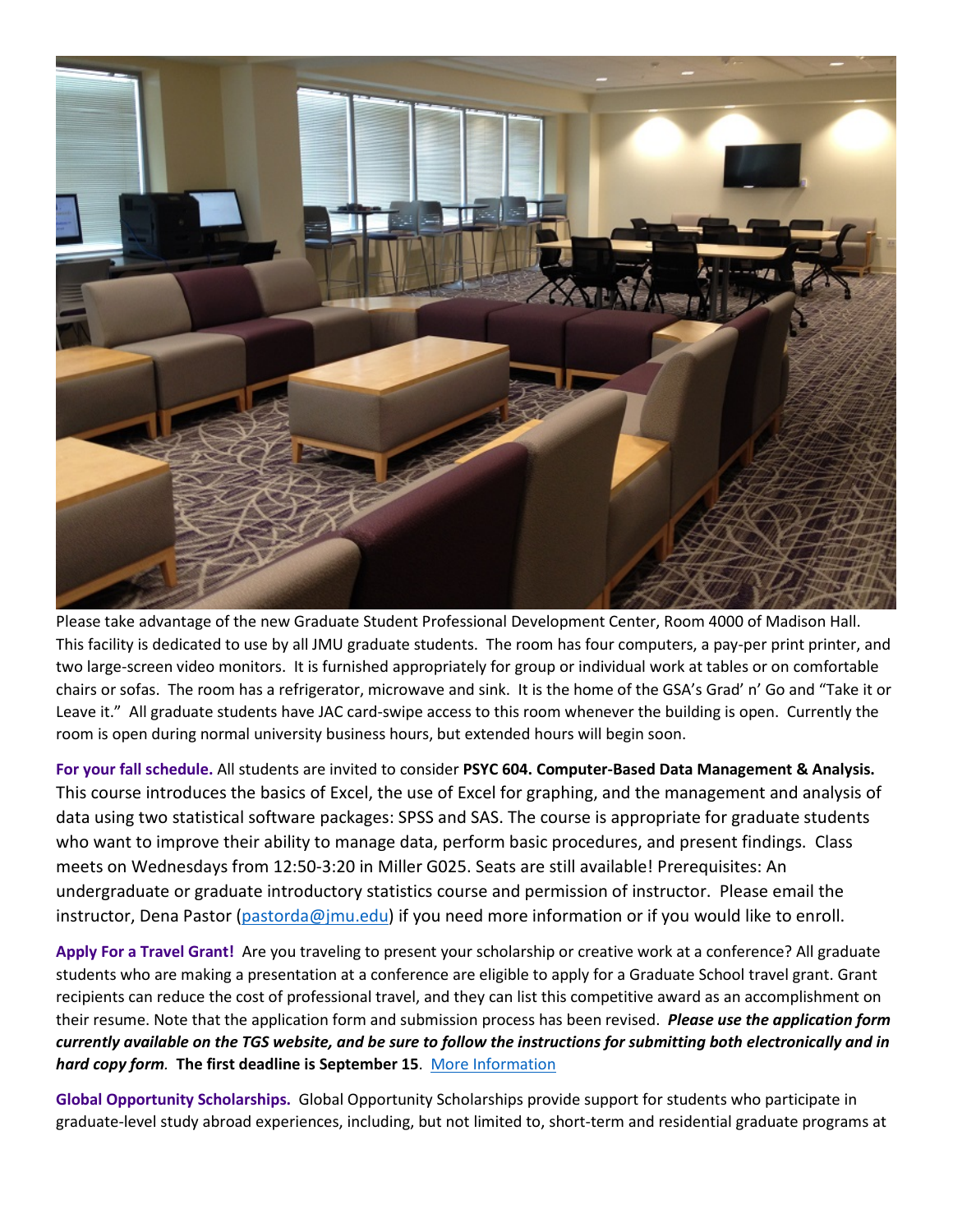Please take advantage of the new Graduate Student Professional Development Center, Room 4000 of Madison Hall. This facility is dedicated to use by all JMU graduate students. The room has four computers, a pay-per print printer, and two large-screen video monitors. It is furnished appropriately for group or individual work at tables or on comfortable chairs or sofas. The room has a refrigerator, microwave and sink. It is the home of the GSA's Grad' n' Go and "Take it or Leave it." All graduate students have JAC card-swipe access to this room whenever the building is open. Currently the room is open during normal university business hours, but extended hours will begin soon.

**For your fall schedule.** All students are invited to consider **PSYC 604. Computer-Based Data Management & Analysis.** This course introduces the basics of Excel, the use of Excel for graphing, and the management and analysis of data using two statistical software packages: SPSS and SAS. The course is appropriate for graduate students who want to improve their ability to manage data, perform basic procedures, and present findings. Class meets on Wednesdays from 12:50-3:20 in Miller G025. Seats are still available! Prerequisites: An undergraduate or graduate introductory statistics course and permission of instructor. Please email the instructor, Dena Pastor ([pastorda@jmu.edu](mailto:pastorda@jmu.edu)) if you need more information or if you would like to enroll.

**Apply For a Travel Grant!** Are you traveling to present your scholarship or creative work at a conference? All graduate students who are making a presentation at a conference are eligible to apply for a Graduate School travel grant. Grant recipients can reduce the cost of professional travel, and they can list this competitive award as an accomplishment on their resume. Note that the application form and submission process has been revised. ***Please use the application form currently available on the TGS website, and be sure to follow the instructions for submitting both electronically and in hard copy form.*** **The first deadline is September 15**. More Information

**Global Opportunity Scholarships.** Global Opportunity Scholarships provide support for students who participate in graduate-level study abroad experiences, including, but not limited to, short-term and residential graduate programs at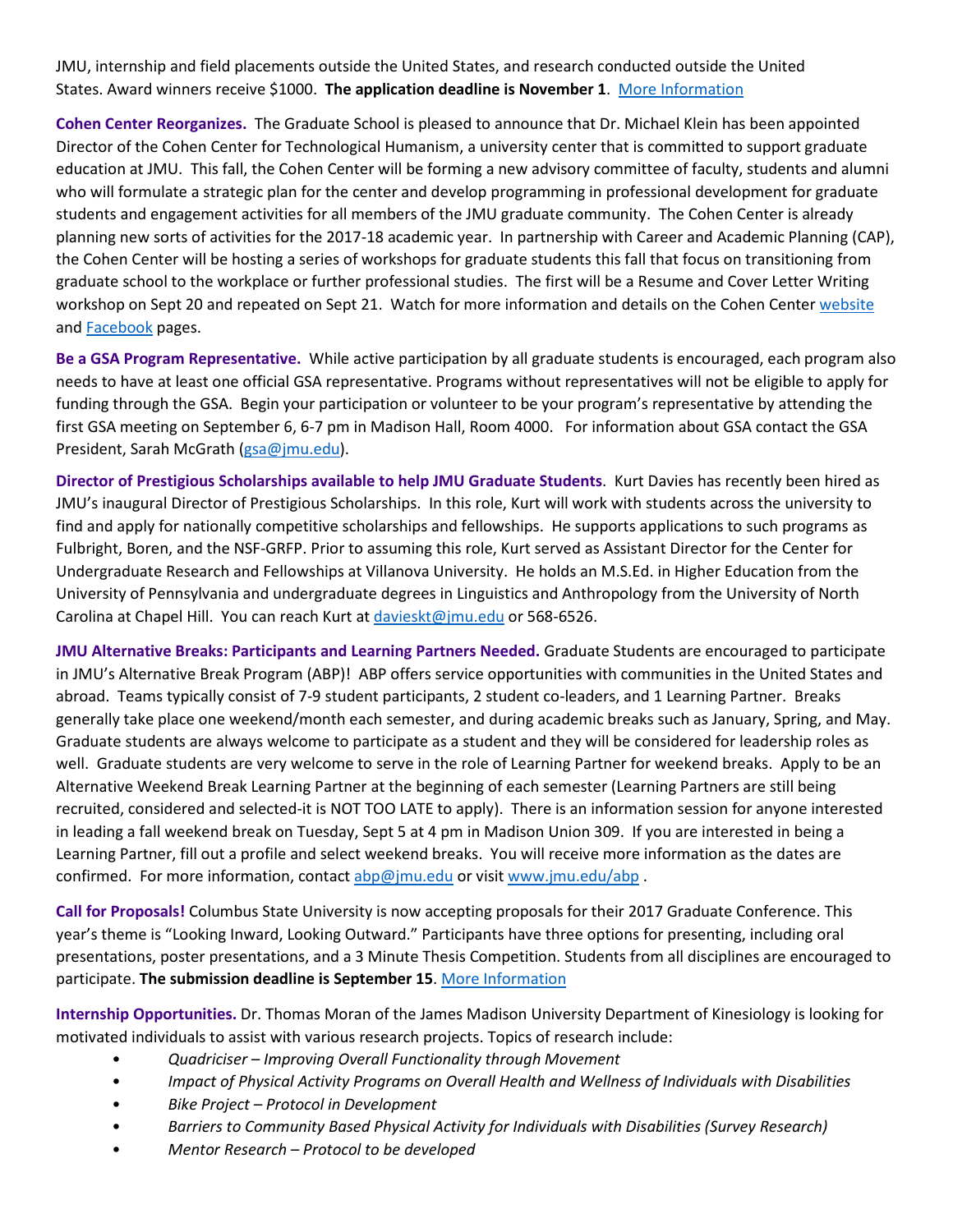JMU, internship and field placements outside the United States, and research conducted outside the United States. Award winners receive $1000. **The application deadline is November 1**. [More Information]

**Cohen Center Reorganizes.** The Graduate School is pleased to announce that Dr. Michael Klein has been appointed Director of the Cohen Center for Technological Humanism, a university center that is committed to support graduate education at JMU. This fall, the Cohen Center will be forming a new advisory committee of faculty, students and alumni who will formulate a strategic plan for the center and develop programming in professional development for graduate students and engagement activities for all members of the JMU graduate community. The Cohen Center is already planning new sorts of activities for the 2017-18 academic year. In partnership with Career and Academic Planning (CAP), the Cohen Center will be hosting a series of workshops for graduate students this fall that focus on transitioning from graduate school to the workplace or further professional studies. The first will be a Resume and Cover Letter Writing workshop on Sept 20 and repeated on Sept 21. Watch for more information and details on the Cohen Center [website] and [Facebook] pages.

**Be a GSA Program Representative.** While active participation by all graduate students is encouraged, each program also needs to have at least one official GSA representative. Programs without representatives will not be eligible to apply for funding through the GSA. Begin your participation or volunteer to be your program's representative by attending the first GSA meeting on September 6, 6-7 pm in Madison Hall, Room 4000. For information about GSA contact the GSA President, Sarah McGrath (gsa@jmu.edu).

**Director of Prestigious Scholarships available to help JMU Graduate Students**. Kurt Davies has recently been hired as JMU's inaugural Director of Prestigious Scholarships. In this role, Kurt will work with students across the university to find and apply for nationally competitive scholarships and fellowships. He supports applications to such programs as Fulbright, Boren, and the NSF-GRFP. Prior to assuming this role, Kurt served as Assistant Director for the Center for Undergraduate Research and Fellowships at Villanova University. He holds an M.S.Ed. in Higher Education from the University of Pennsylvania and undergraduate degrees in Linguistics and Anthropology from the University of North Carolina at Chapel Hill. You can reach Kurt at davieskt@jmu.edu or 568-6526.

**JMU Alternative Breaks: Participants and Learning Partners Needed.** Graduate Students are encouraged to participate in JMU's Alternative Break Program (ABP)! ABP offers service opportunities with communities in the United States and abroad. Teams typically consist of 7-9 student participants, 2 student co-leaders, and 1 Learning Partner. Breaks generally take place one weekend/month each semester, and during academic breaks such as January, Spring, and May. Graduate students are always welcome to participate as a student and they will be considered for leadership roles as well. Graduate students are very welcome to serve in the role of Learning Partner for weekend breaks. Apply to be an Alternative Weekend Break Learning Partner at the beginning of each semester (Learning Partners are still being recruited, considered and selected-it is NOT TOO LATE to apply). There is an information session for anyone interested in leading a fall weekend break on Tuesday, Sept 5 at 4 pm in Madison Union 309. If you are interested in being a Learning Partner, fill out a profile and select weekend breaks. You will receive more information as the dates are confirmed. For more information, contact abp@jmu.edu or visit www.jmu.edu/abp .

**Call for Proposals!** Columbus State University is now accepting proposals for their 2017 Graduate Conference. This year's theme is "Looking Inward, Looking Outward." Participants have three options for presenting, including oral presentations, poster presentations, and a 3 Minute Thesis Competition. Students from all disciplines are encouraged to participate. **The submission deadline is September 15**. [More Information]

**Internship Opportunities.** Dr. Thomas Moran of the James Madison University Department of Kinesiology is looking for motivated individuals to assist with various research projects. Topics of research include:

- *Quadriciser – Improving Overall Functionality through Movement*
- *Impact of Physical Activity Programs on Overall Health and Wellness of Individuals with Disabilities*
- *Bike Project – Protocol in Development*
- *Barriers to Community Based Physical Activity for Individuals with Disabilities (Survey Research)*
- *Mentor Research – Protocol to be developed*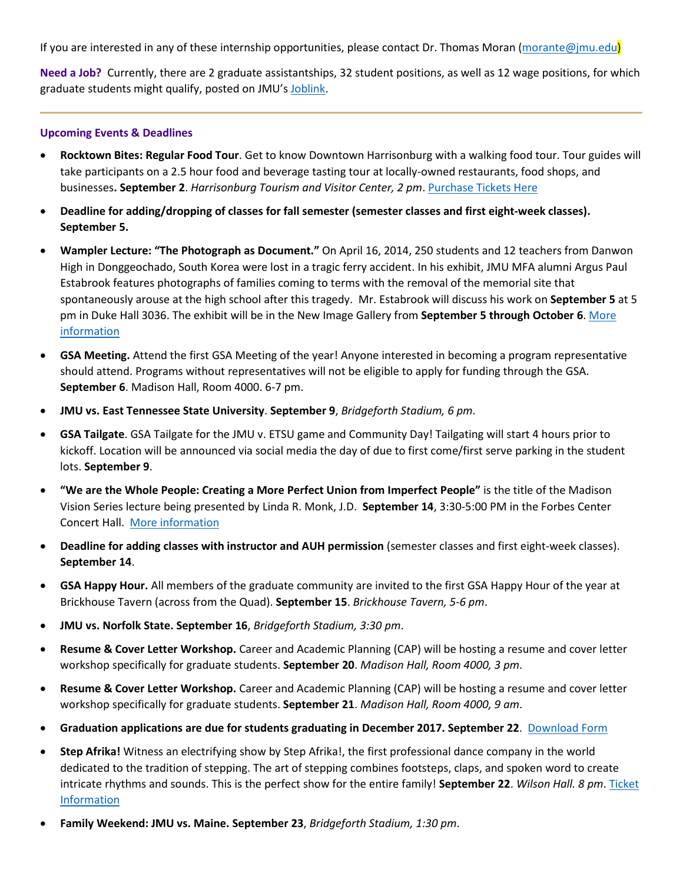If you are interested in any of these internship opportunities, please contact Dr. Thomas Moran (morante@jmu.edu)

**Need a Job?** Currently, there are 2 graduate assistantships, 32 student positions, as well as 12 wage positions, for which graduate students might qualify, posted on JMU's Joblink.

---

**Upcoming Events & Deadlines**

- **Rocktown Bites: Regular Food Tour**. Get to know Downtown Harrisonburg with a walking food tour. Tour guides will take participants on a 2.5 hour food and beverage tasting tour at locally-owned restaurants, food shops, and businesses**. September 2**. *Harrisonburg Tourism and Visitor Center, 2 pm*. Purchase Tickets Here
- **Deadline for adding/dropping of classes for fall semester (semester classes and first eight-week classes). September 5.**
- **Wampler Lecture: "The Photograph as Document."** On April 16, 2014, 250 students and 12 teachers from Danwon High in Donggeochado, South Korea were lost in a tragic ferry accident. In his exhibit, JMU MFA alumni Argus Paul Estabrook features photographs of families coming to terms with the removal of the memorial site that spontaneously arouse at the high school after this tragedy. Mr. Estabrook will discuss his work on **September 5** at 5 pm in Duke Hall 3036. The exhibit will be in the New Image Gallery from **September 5 through October 6**. More information
- **GSA Meeting.** Attend the first GSA Meeting of the year! Anyone interested in becoming a program representative should attend. Programs without representatives will not be eligible to apply for funding through the GSA. **September 6**. Madison Hall, Room 4000. 6-7 pm.
- **JMU vs. East Tennessee State University**. **September 9**, *Bridgeforth Stadium, 6 pm*.
- **GSA Tailgate**. GSA Tailgate for the JMU v. ETSU game and Community Day! Tailgating will start 4 hours prior to kickoff. Location will be announced via social media the day of due to first come/first serve parking in the student lots. **September 9**.
- **"We are the Whole People: Creating a More Perfect Union from Imperfect People"** is the title of the Madison Vision Series lecture being presented by Linda R. Monk, J.D. **September 14**, 3:30-5:00 PM in the Forbes Center Concert Hall. More information
- **Deadline for adding classes with instructor and AUH permission** (semester classes and first eight-week classes). **September 14**.
- **GSA Happy Hour.** All members of the graduate community are invited to the first GSA Happy Hour of the year at Brickhouse Tavern (across from the Quad). **September 15**. *Brickhouse Tavern, 5-6 pm*.
- **JMU vs. Norfolk State. September 16**, *Bridgeforth Stadium, 3:30 pm*.
- **Resume & Cover Letter Workshop.** Career and Academic Planning (CAP) will be hosting a resume and cover letter workshop specifically for graduate students. **September 20**. *Madison Hall, Room 4000, 3 pm*.
- **Resume & Cover Letter Workshop.** Career and Academic Planning (CAP) will be hosting a resume and cover letter workshop specifically for graduate students. **September 21**. *Madison Hall, Room 4000, 9 am*.
- **Graduation applications are due for students graduating in December 2017. September 22**. Download Form
- **Step Afrika!** Witness an electrifying show by Step Afrika!, the first professional dance company in the world dedicated to the tradition of stepping. The art of stepping combines footsteps, claps, and spoken word to create intricate rhythms and sounds. This is the perfect show for the entire family! **September 22**. *Wilson Hall. 8 pm*. Ticket Information
- **Family Weekend: JMU vs. Maine. September 23**, *Bridgeforth Stadium, 1:30 pm*.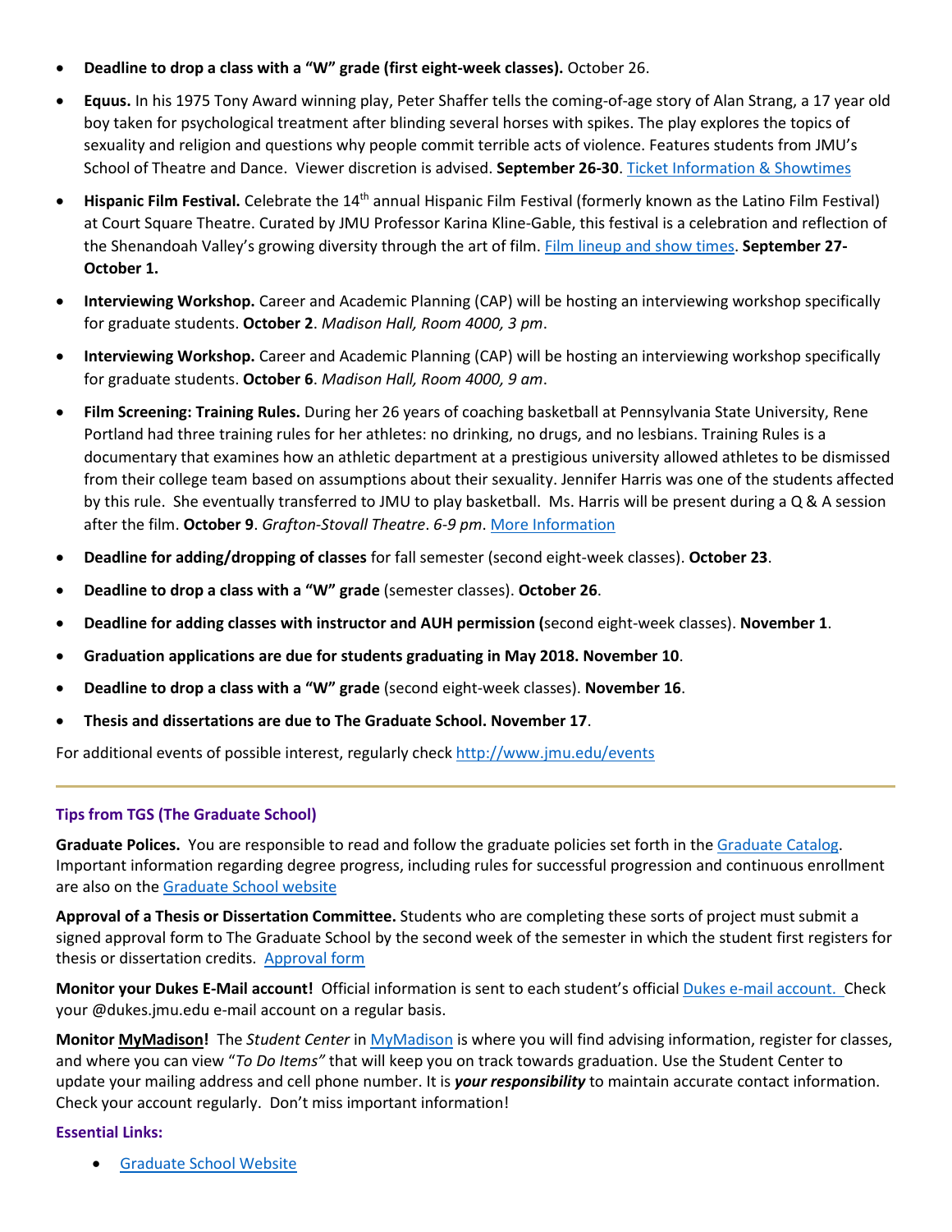- **Deadline to drop a class with a "W" grade (first eight-week classes).** October 26.
- **Equus.** In his 1975 Tony Award winning play, Peter Shaffer tells the coming-of-age story of Alan Strang, a 17 year old boy taken for psychological treatment after blinding several horses with spikes. The play explores the topics of sexuality and religion and questions why people commit terrible acts of violence. Features students from JMU's School of Theatre and Dance. Viewer discretion is advised. **September 26-30**. [Ticket Information & Showtimes]
- **Hispanic Film Festival.** Celebrate the 14th annual Hispanic Film Festival (formerly known as the Latino Film Festival) at Court Square Theatre. Curated by JMU Professor Karina Kline-Gable, this festival is a celebration and reflection of the Shenandoah Valley's growing diversity through the art of film. [Film lineup and show times]. **September 27-October 1.**
- **Interviewing Workshop.** Career and Academic Planning (CAP) will be hosting an interviewing workshop specifically for graduate students. **October 2**. *Madison Hall, Room 4000, 3 pm*.
- **Interviewing Workshop.** Career and Academic Planning (CAP) will be hosting an interviewing workshop specifically for graduate students. **October 6**. *Madison Hall, Room 4000, 9 am*.
- **Film Screening: Training Rules.** During her 26 years of coaching basketball at Pennsylvania State University, Rene Portland had three training rules for her athletes: no drinking, no drugs, and no lesbians. Training Rules is a documentary that examines how an athletic department at a prestigious university allowed athletes to be dismissed from their college team based on assumptions about their sexuality. Jennifer Harris was one of the students affected by this rule. She eventually transferred to JMU to play basketball. Ms. Harris will be present during a Q & A session after the film. **October 9**. *Grafton-Stovall Theatre*. *6-9 pm*. [More Information]
- **Deadline for adding/dropping of classes** for fall semester (second eight-week classes). **October 23**.
- **Deadline to drop a class with a "W" grade** (semester classes). **October 26**.
- **Deadline for adding classes with instructor and AUH permission (**second eight-week classes). **November 1**.
- **Graduation applications are due for students graduating in May 2018. November 10**.
- **Deadline to drop a class with a "W" grade** (second eight-week classes). **November 16**.
- **Thesis and dissertations are due to The Graduate School. November 17**.

For additional events of possible interest, regularly check http://www.jmu.edu/events

---

### Tips from TGS (The Graduate School)

**Graduate Polices.** You are responsible to read and follow the graduate policies set forth in the [Graduate Catalog]. Important information regarding degree progress, including rules for successful progression and continuous enrollment are also on the [Graduate School website]

**Approval of a Thesis or Dissertation Committee.** Students who are completing these sorts of project must submit a signed approval form to The Graduate School by the second week of the semester in which the student first registers for thesis or dissertation credits. [Approval form]

**Monitor your Dukes E-Mail account!** Official information is sent to each student's official [Dukes e-mail account.] Check your @dukes.jmu.edu e-mail account on a regular basis.

**Monitor MyMadison!** The *Student Center* in [MyMadison] is where you will find advising information, register for classes, and where you can view "*To Do Items"* that will keep you on track towards graduation. Use the Student Center to update your mailing address and cell phone number. It is ***your responsibility*** to maintain accurate contact information. Check your account regularly. Don't miss important information!

**Essential Links:**

- [Graduate School Website]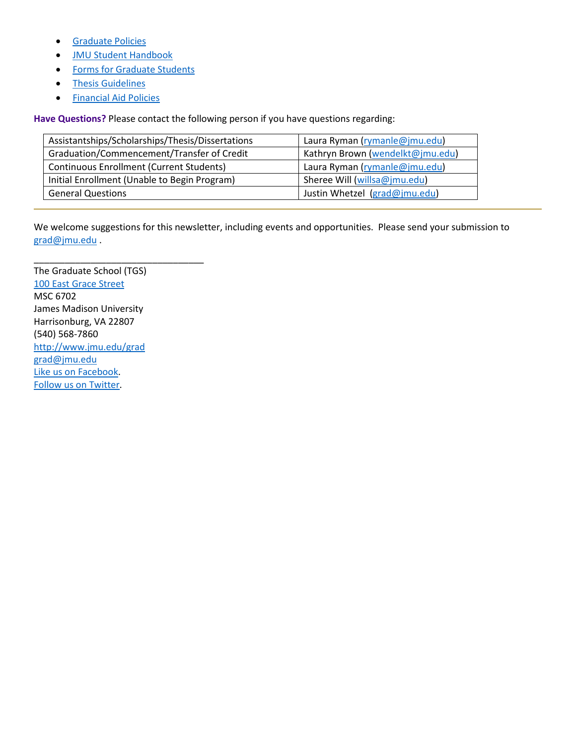- Graduate Policies
- JMU Student Handbook
- Forms for Graduate Students
- Thesis Guidelines
- Financial Aid Policies

**Have Questions?** Please contact the following person if you have questions regarding:

| | |
|---|---|
| Assistantships/Scholarships/Thesis/Dissertations | Laura Ryman (rymanle@jmu.edu) |
| Graduation/Commencement/Transfer of Credit | Kathryn Brown (wendelkt@jmu.edu) |
| Continuous Enrollment (Current Students) | Laura Ryman (rymanle@jmu.edu) |
| Initial Enrollment (Unable to Begin Program) | Sheree Will (willsa@jmu.edu) |
| General Questions | Justin Whetzel (grad@jmu.edu) |

---

We welcome suggestions for this newsletter, including events and opportunities. Please send your submission to grad@jmu.edu .

________________________________

The Graduate School (TGS)
100 East Grace Street
MSC 6702
James Madison University
Harrisonburg, VA 22807
(540) 568-7860
http://www.jmu.edu/grad
grad@jmu.edu
Like us on Facebook.
Follow us on Twitter.